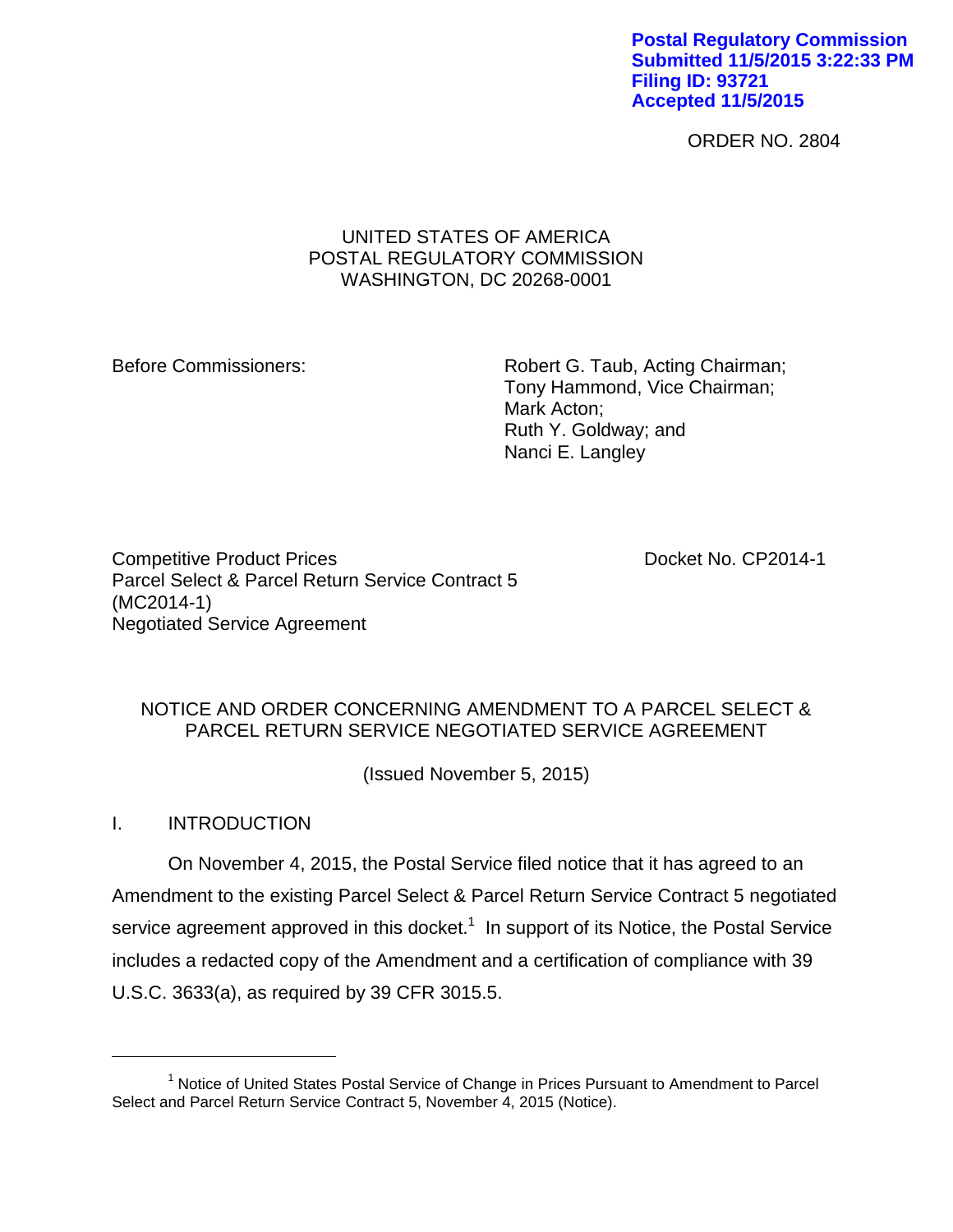Postal Regulatory Commission
Submitted 11/5/2015 3:22:33 PM
Filing ID: 93721
Accepted 11/5/2015

ORDER NO. 2804

UNITED STATES OF AMERICA
POSTAL REGULATORY COMMISSION
WASHINGTON, DC 20268-0001

Before Commissioners:

Robert G. Taub, Acting Chairman;
Tony Hammond, Vice Chairman;
Mark Acton;
Ruth Y. Goldway; and
Nanci E. Langley

Competitive Product Prices
Parcel Select & Parcel Return Service Contract 5
(MC2014-1)
Negotiated Service Agreement

Docket No. CP2014-1

NOTICE AND ORDER CONCERNING AMENDMENT TO A PARCEL SELECT & PARCEL RETURN SERVICE NEGOTIATED SERVICE AGREEMENT

(Issued November 5, 2015)

## I. INTRODUCTION

On November 4, 2015, the Postal Service filed notice that it has agreed to an Amendment to the existing Parcel Select & Parcel Return Service Contract 5 negotiated service agreement approved in this docket.[1] In support of its Notice, the Postal Service includes a redacted copy of the Amendment and a certification of compliance with 39 U.S.C. 3633(a), as required by 39 CFR 3015.5.

---

[1] Notice of United States Postal Service of Change in Prices Pursuant to Amendment to Parcel Select and Parcel Return Service Contract 5, November 4, 2015 (Notice).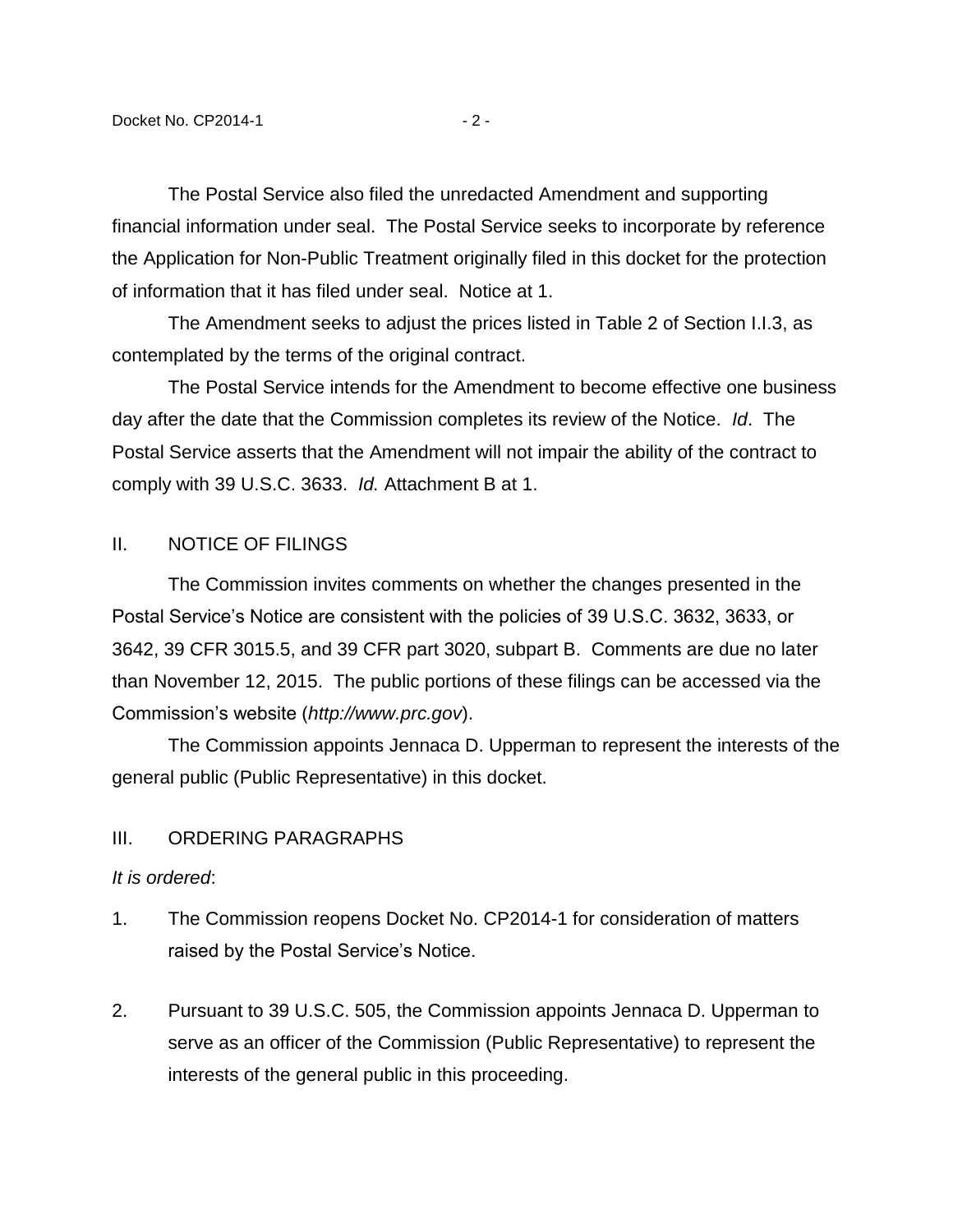The Postal Service also filed the unredacted Amendment and supporting financial information under seal. The Postal Service seeks to incorporate by reference the Application for Non-Public Treatment originally filed in this docket for the protection of information that it has filed under seal. Notice at 1.

The Amendment seeks to adjust the prices listed in Table 2 of Section I.I.3, as contemplated by the terms of the original contract.

The Postal Service intends for the Amendment to become effective one business day after the date that the Commission completes its review of the Notice. *Id*. The Postal Service asserts that the Amendment will not impair the ability of the contract to comply with 39 U.S.C. 3633. *Id.* Attachment B at 1.

## II. NOTICE OF FILINGS

The Commission invites comments on whether the changes presented in the Postal Service's Notice are consistent with the policies of 39 U.S.C. 3632, 3633, or 3642, 39 CFR 3015.5, and 39 CFR part 3020, subpart B. Comments are due no later than November 12, 2015. The public portions of these filings can be accessed via the Commission's website (*http://www.prc.gov*).

The Commission appoints Jennaca D. Upperman to represent the interests of the general public (Public Representative) in this docket.

## III. ORDERING PARAGRAPHS

*It is ordered*:

1. The Commission reopens Docket No. CP2014-1 for consideration of matters raised by the Postal Service's Notice.

2. Pursuant to 39 U.S.C. 505, the Commission appoints Jennaca D. Upperman to serve as an officer of the Commission (Public Representative) to represent the interests of the general public in this proceeding.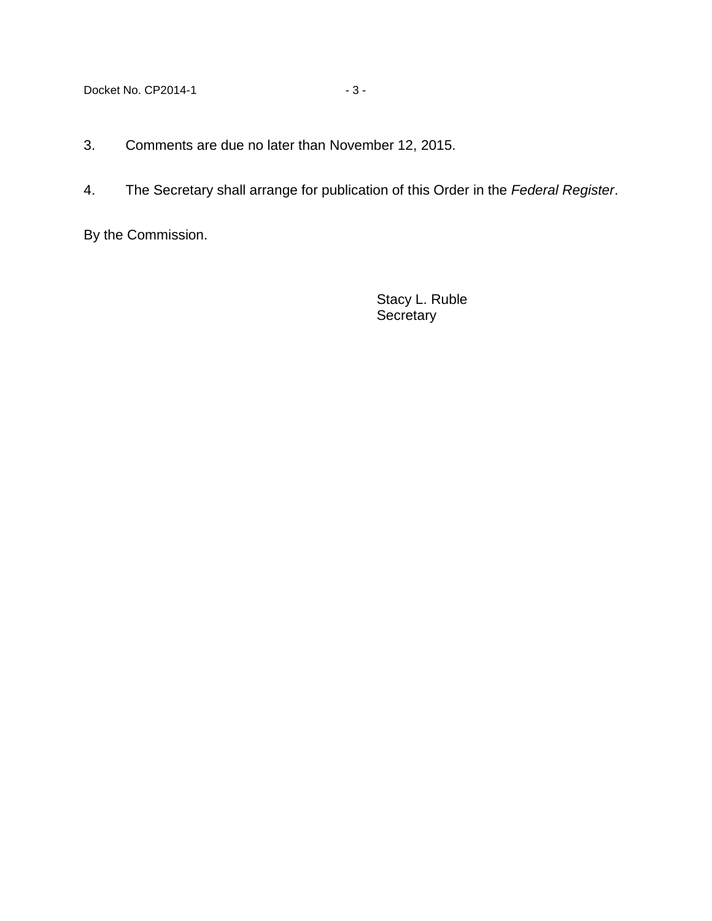3. Comments are due no later than November 12, 2015.

4. The Secretary shall arrange for publication of this Order in the *Federal Register*.

By the Commission.

Stacy L. Ruble
Secretary